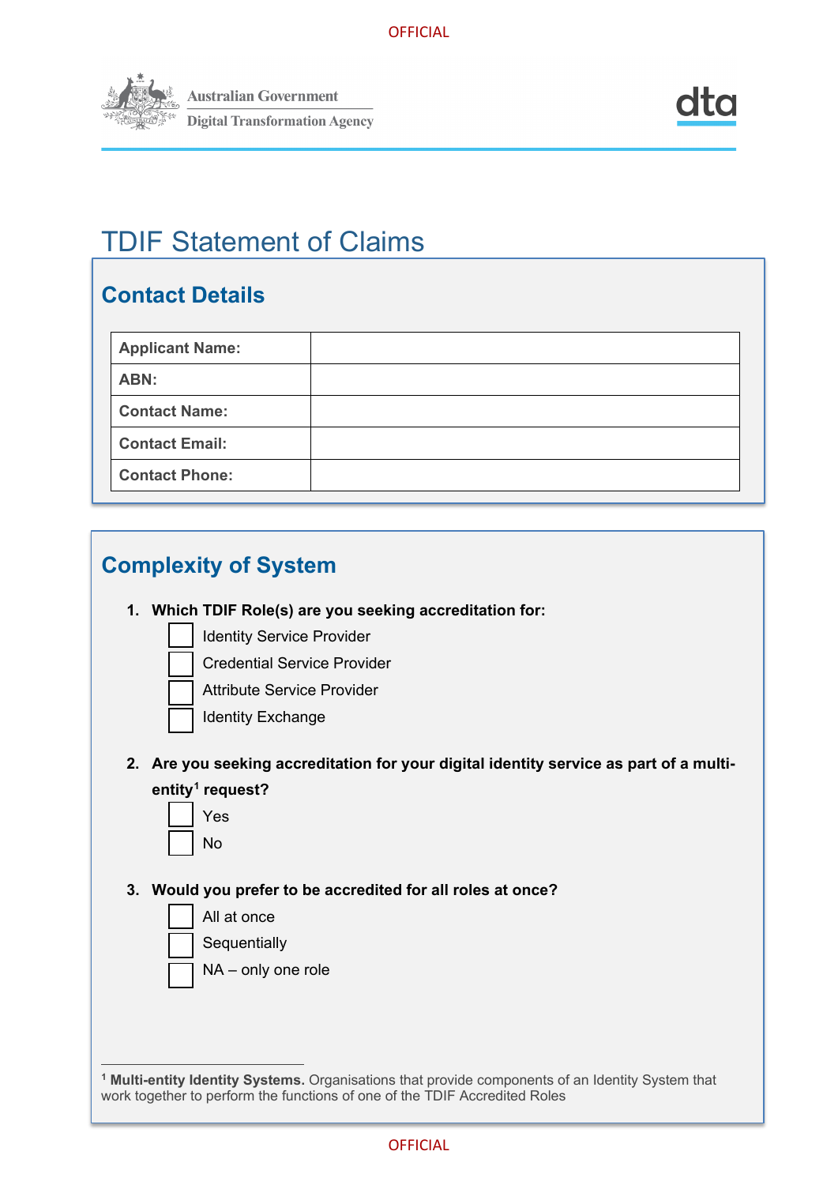# TDIF Statement of Claims

## Contact Details

| | |
|---|---|
| **Applicant Name:** | |
| **ABN:** | |
| **Contact Name:** | |
| **Contact Email:** | |
| **Contact Phone:** | |

## Complexity of System

1. **Which TDIF Role(s) are you seeking accreditation for:**
   - ☐ Identity Service Provider
   - ☐ Credential Service Provider
   - ☐ Attribute Service Provider
   - ☐ Identity Exchange

2. **Are you seeking accreditation for your digital identity service as part of a multi-entity[1] request?**
   - ☐ Yes
   - ☐ No

3. **Would you prefer to be accredited for all roles at once?**
   - ☐ All at once
   - ☐ Sequentially
   - ☐ NA – only one role

---

[1] **Multi-entity Identity Systems.** Organisations that provide components of an Identity System that work together to perform the functions of one of the TDIF Accredited Roles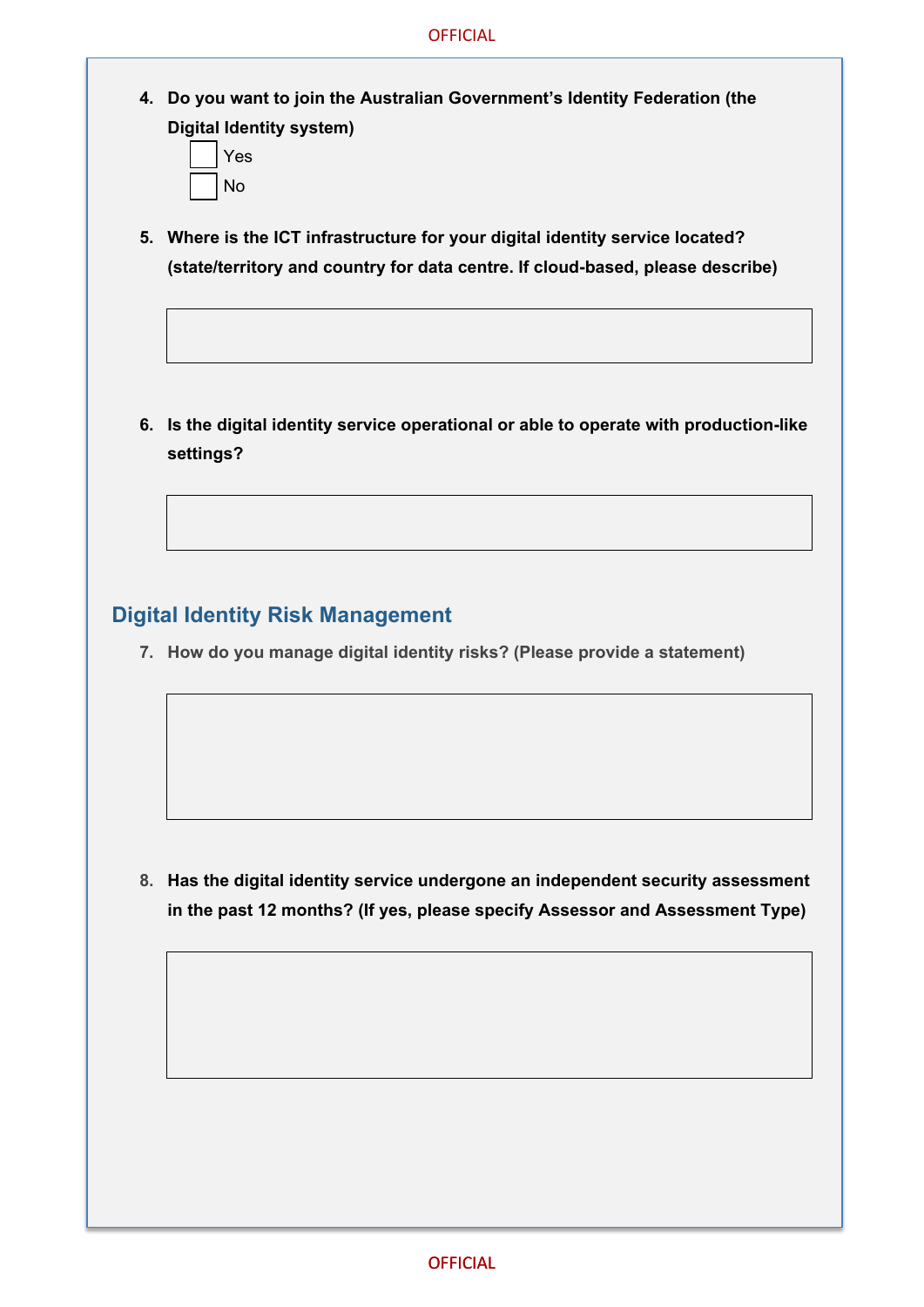4. **Do you want to join the Australian Government's Identity Federation (the Digital Identity system)**

   ☐ Yes

   ☐ No

5. **Where is the ICT infrastructure for your digital identity service located? (state/territory and country for data centre. If cloud-based, please describe)**

6. **Is the digital identity service operational or able to operate with production-like settings?**

## Digital Identity Risk Management

7. **How do you manage digital identity risks? (Please provide a statement)**

8. **Has the digital identity service undergone an independent security assessment in the past 12 months? (If yes, please specify Assessor and Assessment Type)**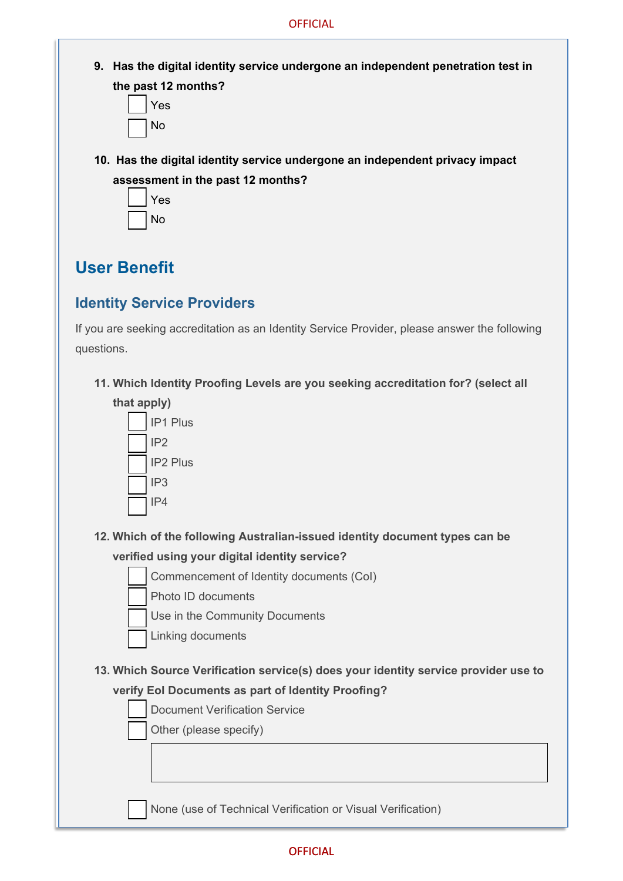**9. Has the digital identity service undergone an independent penetration test in the past 12 months?**

- [ ] Yes
- [ ] No

**10. Has the digital identity service undergone an independent privacy impact assessment in the past 12 months?**

- [ ] Yes
- [ ] No

# User Benefit

## Identity Service Providers

If you are seeking accreditation as an Identity Service Provider, please answer the following questions.

**11. Which Identity Proofing Levels are you seeking accreditation for? (select all that apply)**

- [ ] IP1 Plus
- [ ] IP2
- [ ] IP2 Plus
- [ ] IP3
- [ ] IP4

**12. Which of the following Australian-issued identity document types can be verified using your digital identity service?**

- [ ] Commencement of Identity documents (CoI)
- [ ] Photo ID documents
- [ ] Use in the Community Documents
- [ ] Linking documents

**13. Which Source Verification service(s) does your identity service provider use to verify EoI Documents as part of Identity Proofing?**

- [ ] Document Verification Service
- [ ] Other (please specify)

&nbsp;

- [ ] None (use of Technical Verification or Visual Verification)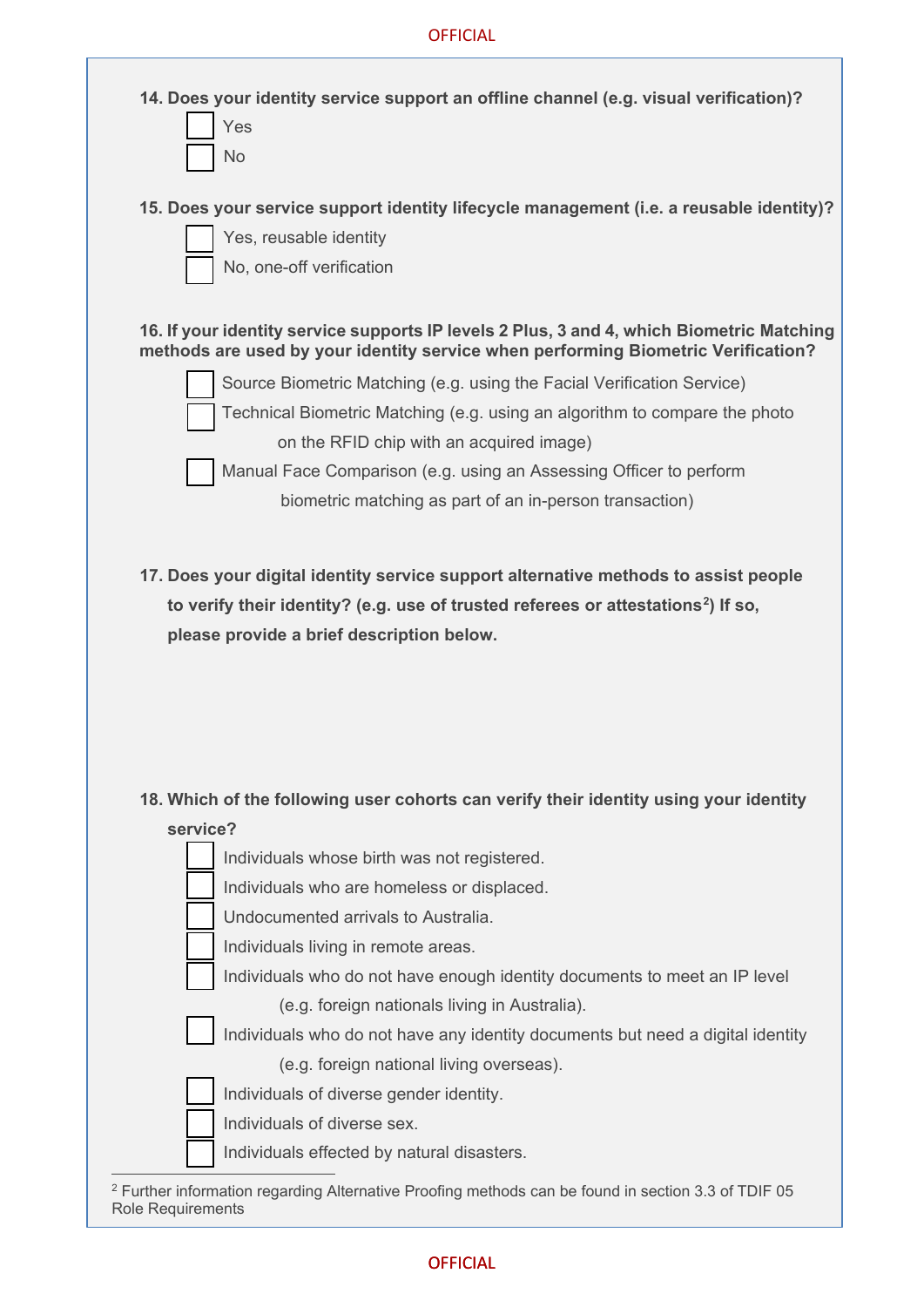**14. Does your identity service support an offline channel (e.g. visual verification)?**

- [ ] Yes
- [ ] No

**15. Does your service support identity lifecycle management (i.e. a reusable identity)?**

- [ ] Yes, reusable identity
- [ ] No, one-off verification

**16. If your identity service supports IP levels 2 Plus, 3 and 4, which Biometric Matching methods are used by your identity service when performing Biometric Verification?**

- [ ] Source Biometric Matching (e.g. using the Facial Verification Service)
- [ ] Technical Biometric Matching (e.g. using an algorithm to compare the photo on the RFID chip with an acquired image)
- [ ] Manual Face Comparison (e.g. using an Assessing Officer to perform biometric matching as part of an in-person transaction)

**17. Does your digital identity service support alternative methods to assist people to verify their identity? (e.g. use of trusted referees or attestations[2]) If so, please provide a brief description below.**

**18. Which of the following user cohorts can verify their identity using your identity service?**

- [ ] Individuals whose birth was not registered.
- [ ] Individuals who are homeless or displaced.
- [ ] Undocumented arrivals to Australia.
- [ ] Individuals living in remote areas.
- [ ] Individuals who do not have enough identity documents to meet an IP level (e.g. foreign nationals living in Australia).
- [ ] Individuals who do not have any identity documents but need a digital identity (e.g. foreign national living overseas).
- [ ] Individuals of diverse gender identity.
- [ ] Individuals of diverse sex.
- [ ] Individuals effected by natural disasters.

[2] Further information regarding Alternative Proofing methods can be found in section 3.3 of TDIF 05 Role Requirements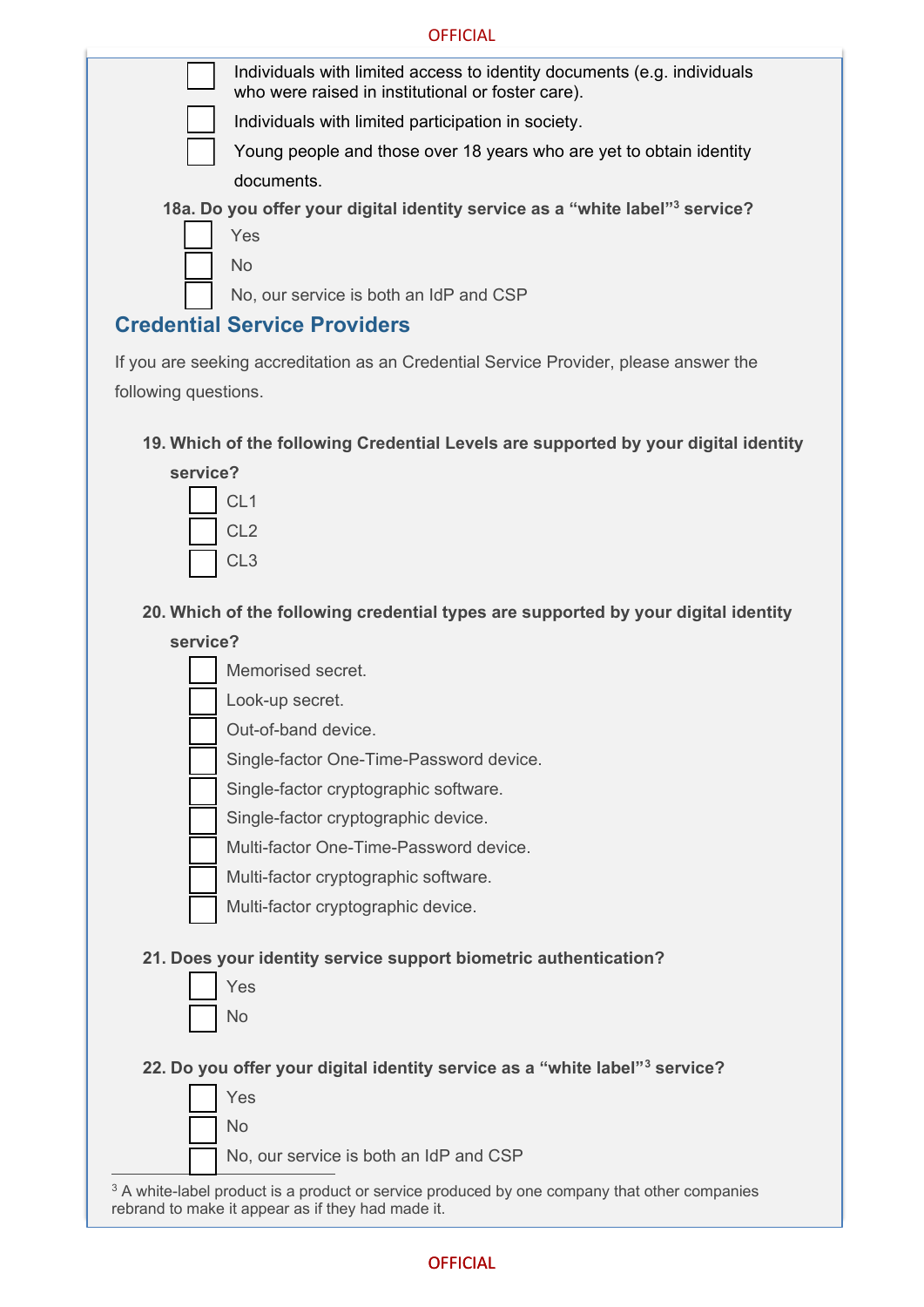- [ ] Individuals with limited access to identity documents (e.g. individuals who were raised in institutional or foster care).
- [ ] Individuals with limited participation in society.
- [ ] Young people and those over 18 years who are yet to obtain identity documents.

**18a. Do you offer your digital identity service as a "white label"[3] service?**

- [ ] Yes
- [ ] No
- [ ] No, our service is both an IdP and CSP

## Credential Service Providers

If you are seeking accreditation as an Credential Service Provider, please answer the following questions.

**19. Which of the following Credential Levels are supported by your digital identity service?**

- [ ] CL1
- [ ] CL2
- [ ] CL3

**20. Which of the following credential types are supported by your digital identity service?**

- [ ] Memorised secret.
- [ ] Look-up secret.
- [ ] Out-of-band device.
- [ ] Single-factor One-Time-Password device.
- [ ] Single-factor cryptographic software.
- [ ] Single-factor cryptographic device.
- [ ] Multi-factor One-Time-Password device.
- [ ] Multi-factor cryptographic software.
- [ ] Multi-factor cryptographic device.

**21. Does your identity service support biometric authentication?**

- [ ] Yes
- [ ] No

**22. Do you offer your digital identity service as a "white label"[3] service?**

- [ ] Yes
- [ ] No
- [ ] No, our service is both an IdP and CSP

[3] A white-label product is a product or service produced by one company that other companies rebrand to make it appear as if they had made it.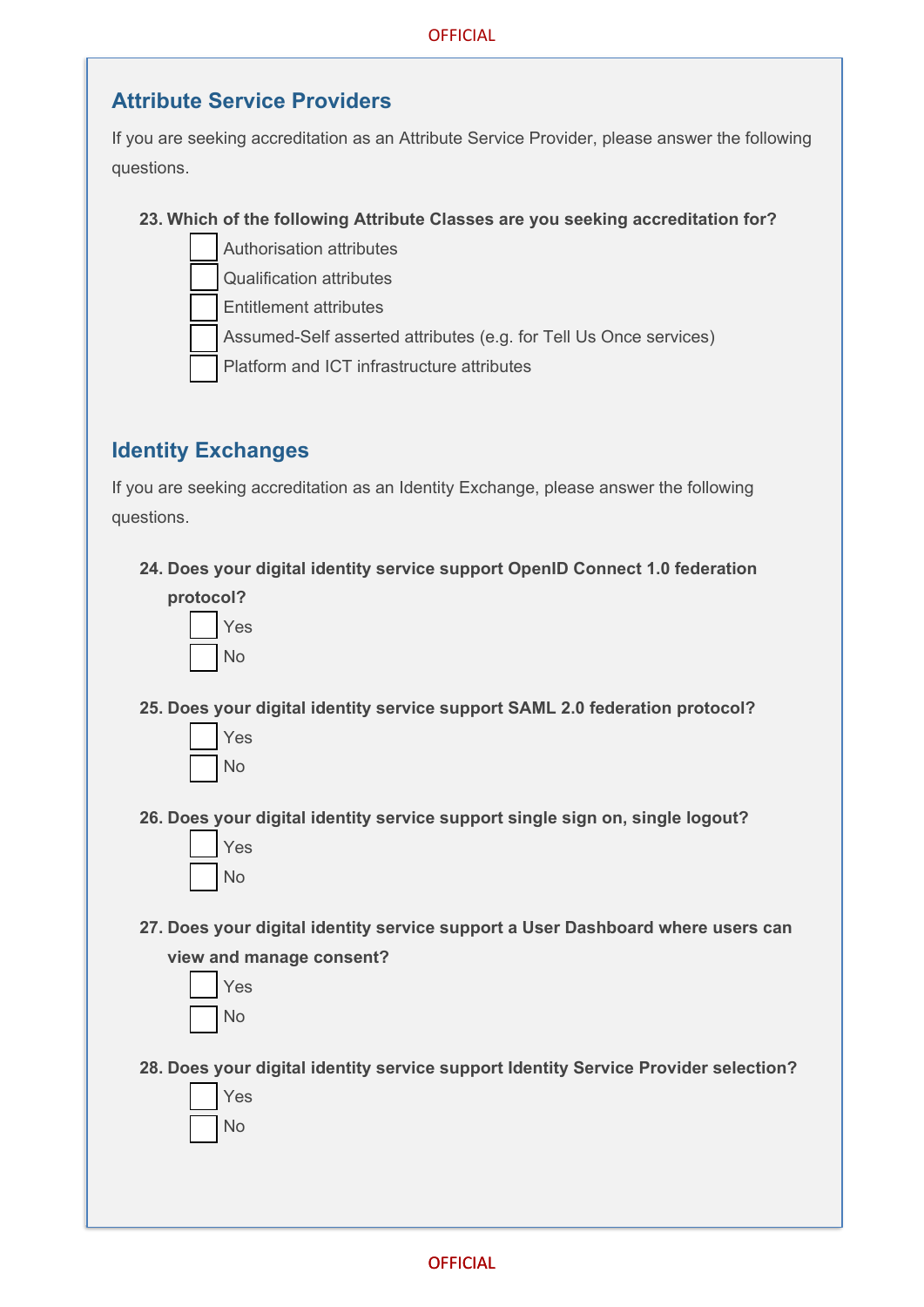## Attribute Service Providers

If you are seeking accreditation as an Attribute Service Provider, please answer the following questions.

**23. Which of the following Attribute Classes are you seeking accreditation for?**

- ☐ Authorisation attributes
- ☐ Qualification attributes
- ☐ Entitlement attributes
- ☐ Assumed-Self asserted attributes (e.g. for Tell Us Once services)
- ☐ Platform and ICT infrastructure attributes

## Identity Exchanges

If you are seeking accreditation as an Identity Exchange, please answer the following questions.

**24. Does your digital identity service support OpenID Connect 1.0 federation protocol?**

- ☐ Yes
- ☐ No

**25. Does your digital identity service support SAML 2.0 federation protocol?**

- ☐ Yes
- ☐ No

**26. Does your digital identity service support single sign on, single logout?**

- ☐ Yes
- ☐ No

**27. Does your digital identity service support a User Dashboard where users can view and manage consent?**

- ☐ Yes
- ☐ No

**28. Does your digital identity service support Identity Service Provider selection?**

- ☐ Yes
- ☐ No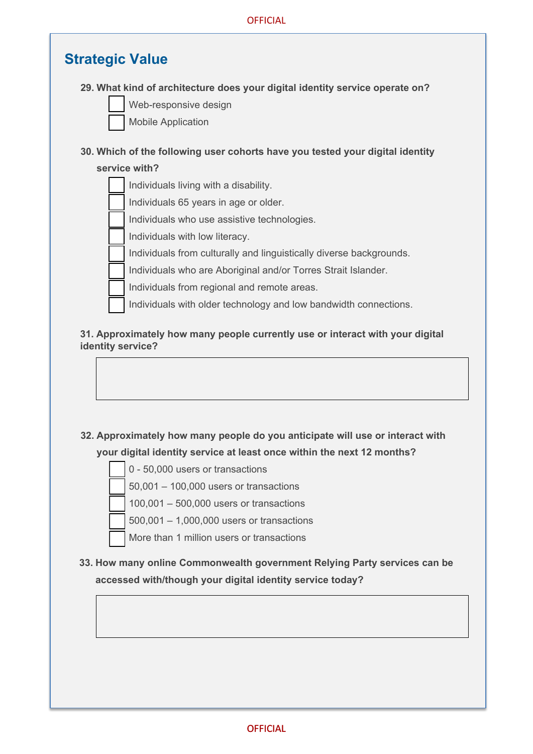## Strategic Value

**29. What kind of architecture does your digital identity service operate on?**

- [ ] Web-responsive design
- [ ] Mobile Application

**30. Which of the following user cohorts have you tested your digital identity service with?**

- [ ] Individuals living with a disability.
- [ ] Individuals 65 years in age or older.
- [ ] Individuals who use assistive technologies.
- [ ] Individuals with low literacy.
- [ ] Individuals from culturally and linguistically diverse backgrounds.
- [ ] Individuals who are Aboriginal and/or Torres Strait Islander.
- [ ] Individuals from regional and remote areas.
- [ ] Individuals with older technology and low bandwidth connections.

**31. Approximately how many people currently use or interact with your digital identity service?**

| |
|---|
| |

**32. Approximately how many people do you anticipate will use or interact with your digital identity service at least once within the next 12 months?**

- [ ] 0 - 50,000 users or transactions
- [ ] 50,001 – 100,000 users or transactions
- [ ] 100,001 – 500,000 users or transactions
- [ ] 500,001 – 1,000,000 users or transactions
- [ ] More than 1 million users or transactions

**33. How many online Commonwealth government Relying Party services can be accessed with/though your digital identity service today?**

| |
|---|
| |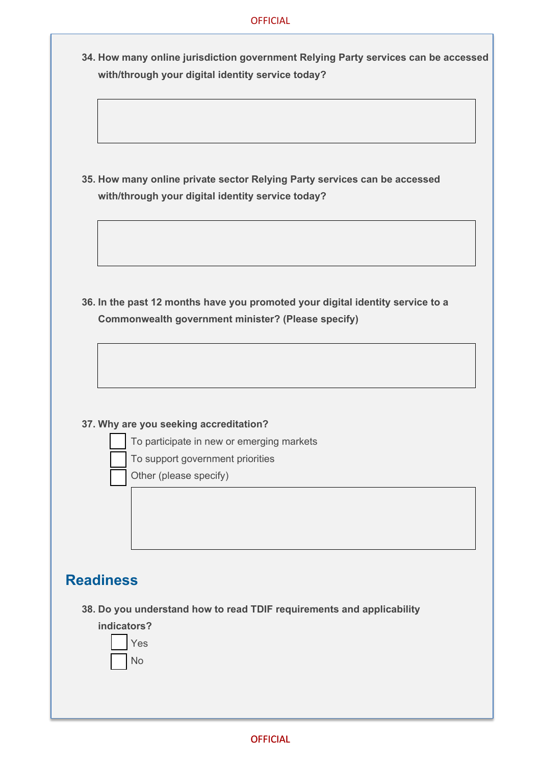**34. How many online jurisdiction government Relying Party services can be accessed with/through your digital identity service today?**

**35. How many online private sector Relying Party services can be accessed with/through your digital identity service today?**

**36. In the past 12 months have you promoted your digital identity service to a Commonwealth government minister? (Please specify)**

**37. Why are you seeking accreditation?**

- ☐ To participate in new or emerging markets
- ☐ To support government priorities
- ☐ Other (please specify)

## Readiness

**38. Do you understand how to read TDIF requirements and applicability indicators?**

- ☐ Yes
- ☐ No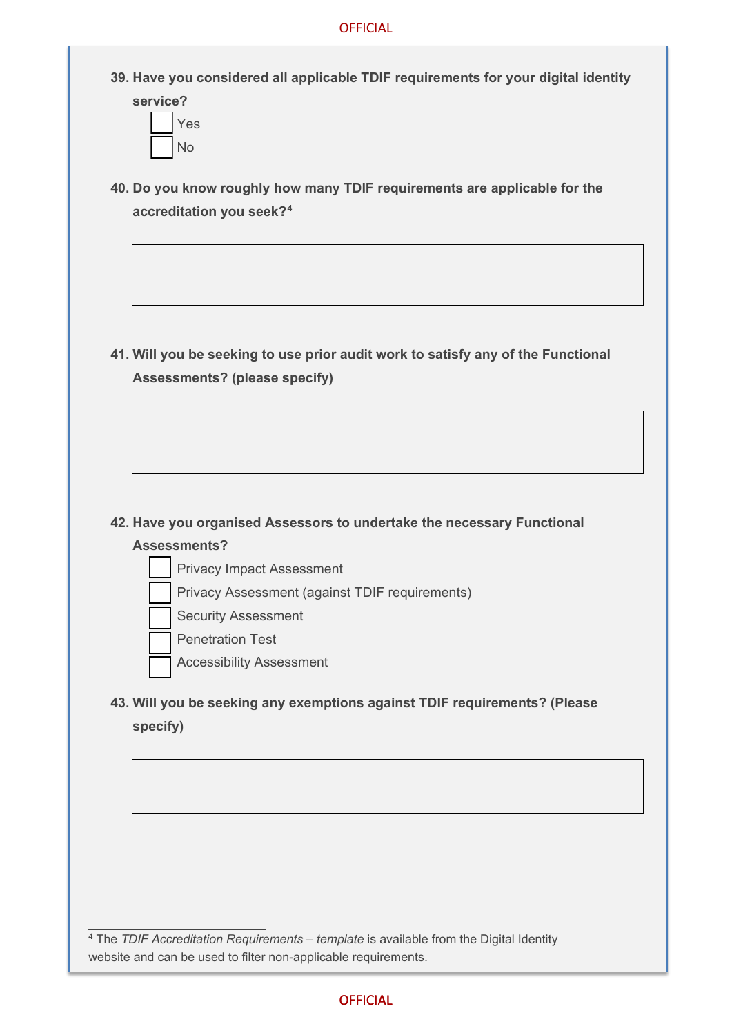**39. Have you considered all applicable TDIF requirements for your digital identity service?**

- [ ] Yes
- [ ] No

**40. Do you know roughly how many TDIF requirements are applicable for the accreditation you seek?[4]**

|  |
|---|
|  |

**41. Will you be seeking to use prior audit work to satisfy any of the Functional Assessments? (please specify)**

|  |
|---|
|  |

**42. Have you organised Assessors to undertake the necessary Functional Assessments?**

- [ ] Privacy Impact Assessment
- [ ] Privacy Assessment (against TDIF requirements)
- [ ] Security Assessment
- [ ] Penetration Test
- [ ] Accessibility Assessment

**43. Will you be seeking any exemptions against TDIF requirements? (Please specify)**

|  |
|---|
|  |

[4] The *TDIF Accreditation Requirements – template* is available from the Digital Identity website and can be used to filter non-applicable requirements.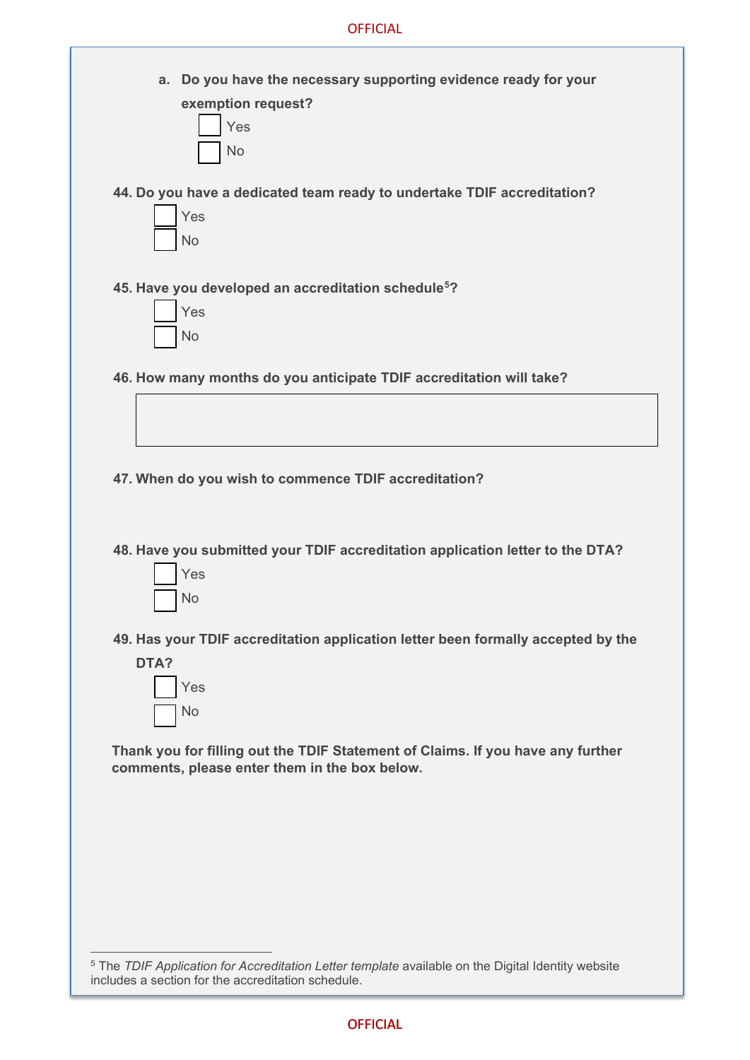a. **Do you have the necessary supporting evidence ready for your exemption request?**

   ☐ Yes

   ☐ No

**44. Do you have a dedicated team ready to undertake TDIF accreditation?**

☐ Yes

☐ No

**45. Have you developed an accreditation schedule[5]?**

☐ Yes

☐ No

**46. How many months do you anticipate TDIF accreditation will take?**

**47. When do you wish to commence TDIF accreditation?**

**48. Have you submitted your TDIF accreditation application letter to the DTA?**

☐ Yes

☐ No

**49. Has your TDIF accreditation application letter been formally accepted by the DTA?**

☐ Yes

☐ No

**Thank you for filling out the TDIF Statement of Claims. If you have any further comments, please enter them in the box below.**

---

[5] The *TDIF Application for Accreditation Letter template* available on the Digital Identity website includes a section for the accreditation schedule.